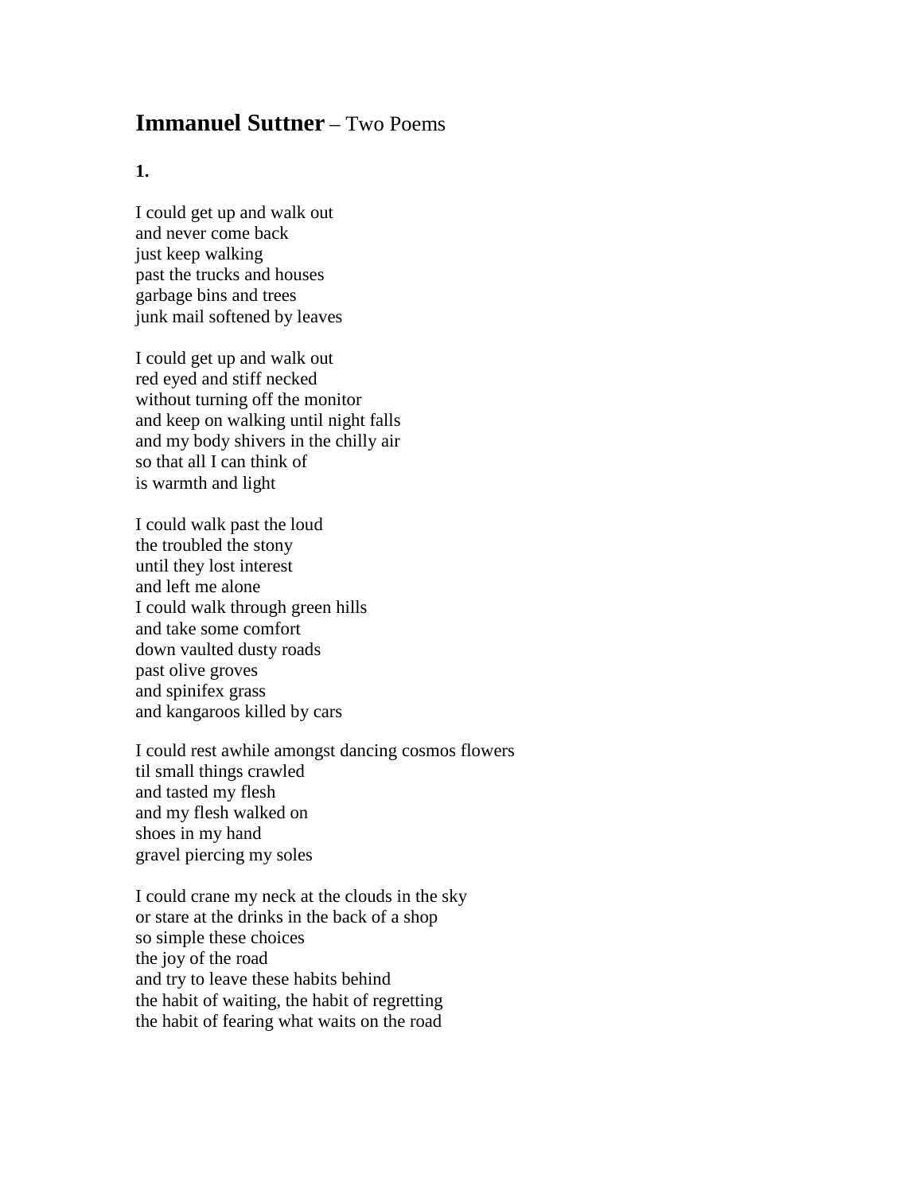# **Immanuel Suttner** – Two Poems

**1.**

I could get up and walk out  
and never come back  
just keep walking  
past the trucks and houses  
garbage bins and trees  
junk mail softened by leaves

I could get up and walk out  
red eyed and stiff necked  
without turning off the monitor  
and keep on walking until night falls  
and my body shivers in the chilly air  
so that all I can think of  
is warmth and light

I could walk past the loud  
the troubled the stony  
until they lost interest  
and left me alone  
I could walk through green hills  
and take some comfort  
down vaulted dusty roads  
past olive groves  
and spinifex grass  
and kangaroos killed by cars

I could rest awhile amongst dancing cosmos flowers  
til small things crawled  
and tasted my flesh  
and my flesh walked on  
shoes in my hand  
gravel piercing my soles

I could crane my neck at the clouds in the sky  
or stare at the drinks in the back of a shop  
so simple these choices  
the joy of the road  
and try to leave these habits behind  
the habit of waiting, the habit of regretting  
the habit of fearing what waits on the road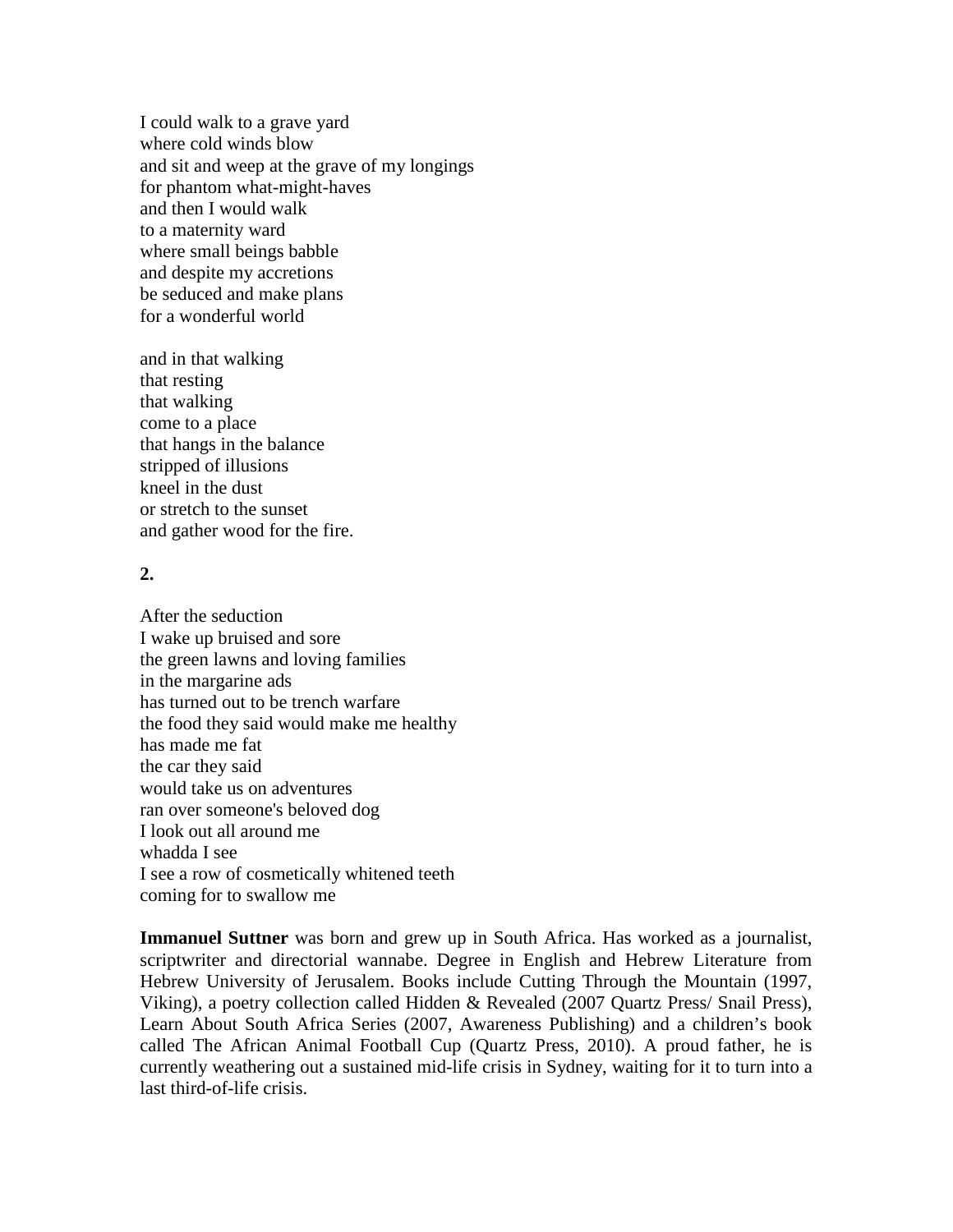I could walk to a grave yard  
where cold winds blow  
and sit and weep at the grave of my longings  
for phantom what-might-haves  
and then I would walk  
to a maternity ward  
where small beings babble  
and despite my accretions  
be seduced and make plans  
for a wonderful world

and in that walking  
that resting  
that walking  
come to a place  
that hangs in the balance  
stripped of illusions  
kneel in the dust  
or stretch to the sunset  
and gather wood for the fire.

**2.**

After the seduction  
I wake up bruised and sore  
the green lawns and loving families  
in the margarine ads  
has turned out to be trench warfare  
the food they said would make me healthy  
has made me fat  
the car they said  
would take us on adventures  
ran over someone's beloved dog  
I look out all around me  
whadda I see  
I see a row of cosmetically whitened teeth  
coming for to swallow me

**Immanuel Suttner** was born and grew up in South Africa. Has worked as a journalist, scriptwriter and directorial wannabe. Degree in English and Hebrew Literature from Hebrew University of Jerusalem. Books include Cutting Through the Mountain (1997, Viking), a poetry collection called Hidden & Revealed (2007 Quartz Press/ Snail Press), Learn About South Africa Series (2007, Awareness Publishing) and a children's book called The African Animal Football Cup (Quartz Press, 2010). A proud father, he is currently weathering out a sustained mid-life crisis in Sydney, waiting for it to turn into a last third-of-life crisis.